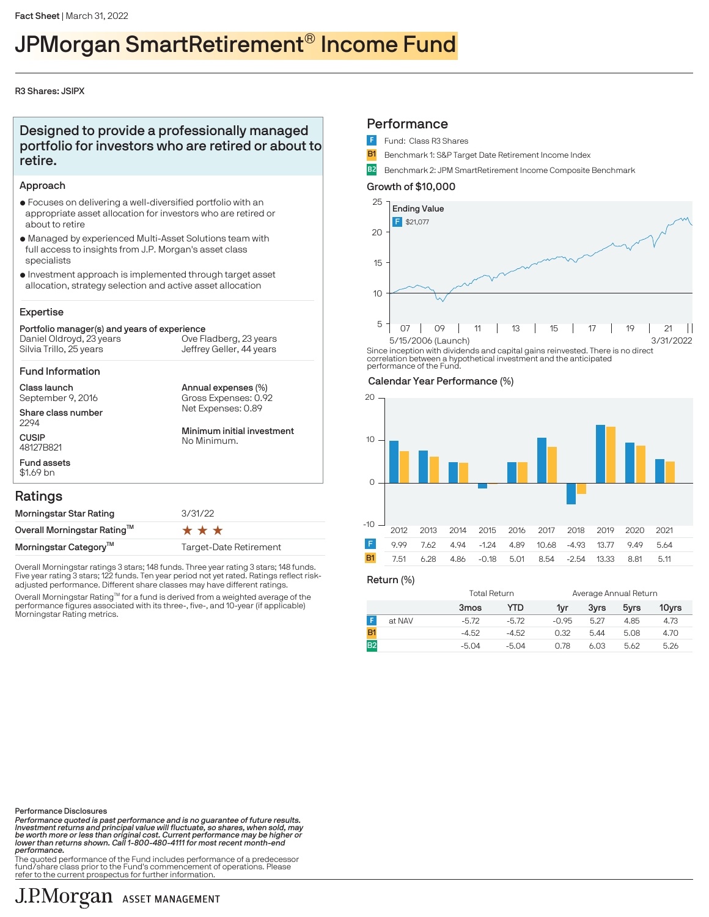Fact Sheet | March 31, 2022

# JPMorgan SmartRetirement® Income Fund

R3 Shares: JSIPX

## Designed to provide a professionally managed portfolio for investors who are retired or about to retire.

### Approach

- Focuses on delivering a well-diversified portfolio with an appropriate asset allocation for investors who are retired or about to retire
- Managed by experienced Multi-Asset Solutions team with full access to insights from J.P. Morgan's asset class specialists
- Investment approach is implemented through target asset allocation, strategy selection and active asset allocation

### Expertise

**Portfolio manager(s) and years of experience**

Daniel Oldroyd, 23 years
Silvia Trillo, 25 years
Ove Fladberg, 23 years
Jeffrey Geller, 44 years

### Fund Information

**Class launch**
September 9, 2016

**Share class number**
2294

**CUSIP**
48127B821

**Fund assets**
$1.69 bn

**Annual expenses (%)**
Gross Expenses: 0.92
Net Expenses: 0.89

**Minimum initial investment**
No Minimum.

## Ratings

| | |
|---|---|
| Morningstar Star Rating | 3/31/22 |
| Overall Morningstar Rating™ | ★★★ |
| Morningstar Category™ | Target-Date Retirement |

Overall Morningstar ratings 3 stars; 148 funds. Three year rating 3 stars; 148 funds. Five year rating 3 stars; 122 funds. Ten year period not yet rated. Ratings reflect risk-adjusted performance. Different share classes may have different ratings.

Overall Morningstar Rating™ for a fund is derived from a weighted average of the performance figures associated with its three-, five-, and 10-year (if applicable) Morningstar Rating metrics.

## Performance

- F Fund: Class R3 Shares
- B1 Benchmark 1: S&P Target Date Retirement Income Index
- B2 Benchmark 2: JPM SmartRetirement Income Composite Benchmark

### Growth of $10,000

Ending Value
F $21,077

5/15/2006 (Launch) – 3/31/2022

Since inception with dividends and capital gains reinvested. There is no direct correlation between a hypothetical investment and the anticipated performance of the Fund.

### Calendar Year Performance (%)

| | 2012 | 2013 | 2014 | 2015 | 2016 | 2017 | 2018 | 2019 | 2020 | 2021 |
|---|---|---|---|---|---|---|---|---|---|---|
| F | 9.99 | 7.62 | 4.94 | -1.24 | 4.89 | 10.68 | -4.93 | 13.77 | 9.49 | 5.64 |
| B1 | 7.51 | 6.28 | 4.86 | -0.18 | 5.01 | 8.54 | -2.54 | 13.33 | 8.81 | 5.11 |

### Return (%)

| | | Total Return | | Average Annual Return | | | |
|---|---|---|---|---|---|---|---|
| | | 3mos | YTD | 1yr | 3yrs | 5yrs | 10yrs |
| F | at NAV | -5.72 | -5.72 | -0.95 | 5.27 | 4.85 | 4.73 |
| B1 | | -4.52 | -4.52 | 0.32 | 5.44 | 5.08 | 4.70 |
| B2 | | -5.04 | -5.04 | 0.78 | 6.03 | 5.62 | 5.26 |

Performance Disclosures

***Performance quoted is past performance and is no guarantee of future results. Investment returns and principal value will fluctuate, so shares, when sold, may be worth more or less than original cost. Current performance may be higher or lower than returns shown. Call 1-800-480-4111 for most recent month-end performance.***

The quoted performance of the Fund includes performance of a predecessor fund/share class prior to the Fund's commencement of operations. Please refer to the current prospectus for further information.

J.P.Morgan ASSET MANAGEMENT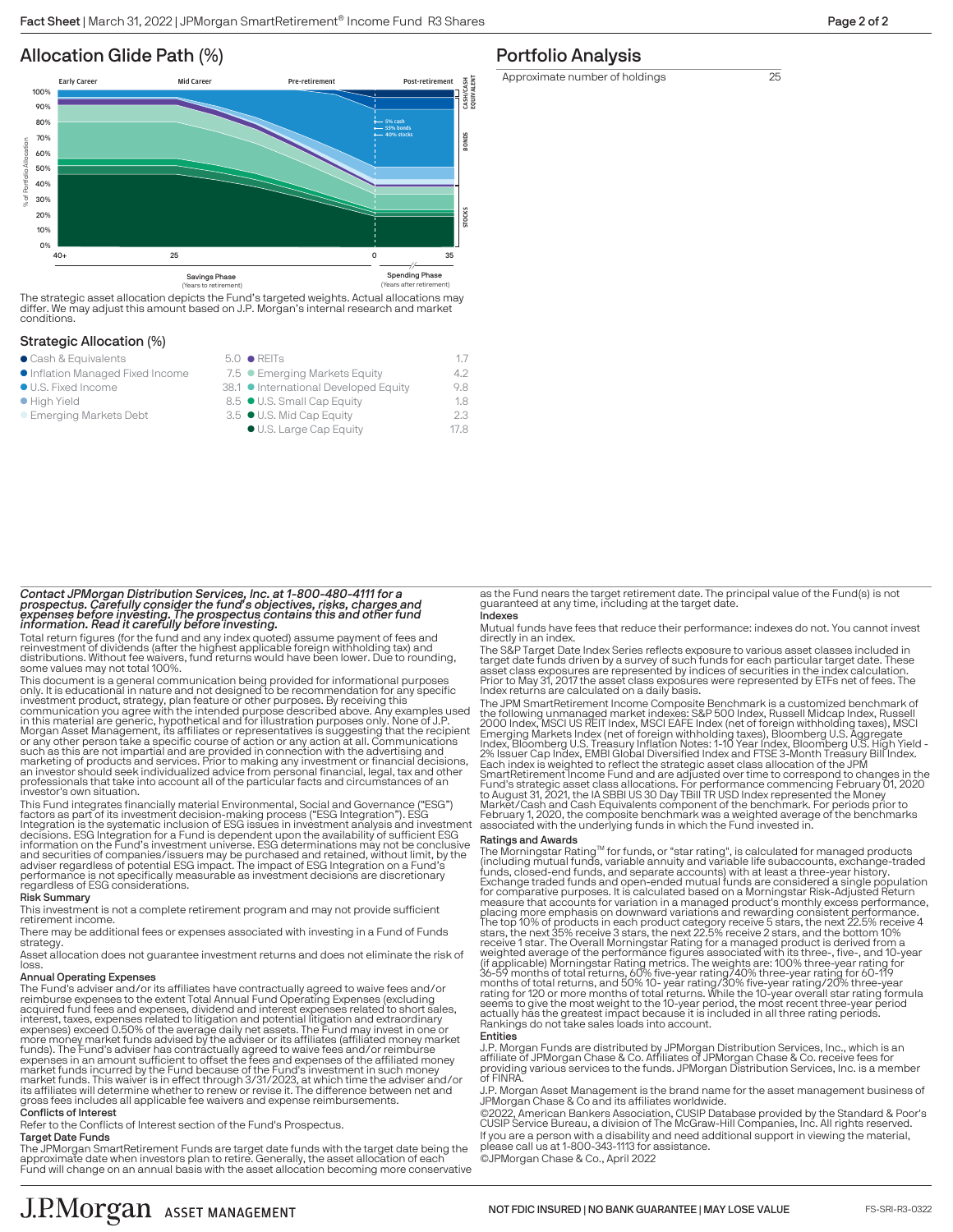## Allocation Glide Path (%)

Early Career
Mid Career
Pre-retirement
Post-retirement

100%
90%
80%
70%
60%
50%
40%
30%
20%
10%
0%

% of Portfolio Allocation

5% cash
55% bonds
40% stocks

CASH/CASH EQUIVALENT
BONDS
STOCKS

40+
25
0
35

Savings Phase
(Years to retirement)

Spending Phase
(Years after retirement)

The strategic asset allocation depicts the Fund's targeted weights. Actual allocations may differ. We may adjust this amount based on J.P. Morgan's internal research and market conditions.

## Strategic Allocation (%)

| | | | |
|---|---|---|---|
| Cash & Equivalents | 5.0 | REITs | 1.7 |
| Inflation Managed Fixed Income | 7.5 | Emerging Markets Equity | 4.2 |
| U.S. Fixed Income | 38.1 | International Developed Equity | 9.8 |
| High Yield | 8.5 | U.S. Small Cap Equity | 1.8 |
| Emerging Markets Debt | 3.5 | U.S. Mid Cap Equity | 2.3 |
| | | U.S. Large Cap Equity | 17.8 |

## Portfolio Analysis

| | |
|---|---|
| Approximate number of holdings | 25 |

***Contact JPMorgan Distribution Services, Inc. at 1-800-480-4111 for a prospectus. Carefully consider the fund's objectives, risks, charges and expenses before investing. The prospectus contains this and other fund information. Read it carefully before investing.***

Total return figures (for the fund and any index quoted) assume payment of fees and reinvestment of dividends (after the highest applicable foreign withholding tax) and distributions. Without fee waivers, fund returns would have been lower. Due to rounding, some values may not total 100%.

This document is a general communication being provided for informational purposes only. It is educational in nature and not designed to be recommendation for any specific investment product, strategy, plan feature or other purposes. By receiving this communication you agree with the intended purpose described above. Any examples used in this material are generic, hypothetical and for illustration purposes only. None of J.P. Morgan Asset Management, its affiliates or representatives is suggesting that the recipient or any other person take a specific course of action or any action at all. Communications such as this are not impartial and are provided in connection with the advertising and marketing of products and services. Prior to making any investment or financial decisions, an investor should seek individualized advice from personal financial, legal, tax and other professionals that take into account all of the particular facts and circumstances of an investor's own situation.

This Fund integrates financially material Environmental, Social and Governance ("ESG") factors as part of its investment decision-making process ("ESG Integration"). ESG Integration is the systematic inclusion of ESG issues in investment analysis and investment decisions. ESG Integration for a Fund is dependent upon the availability of sufficient ESG information on the Fund's investment universe. ESG determinations may not be conclusive and securities of companies/issuers may be purchased and retained, without limit, by the adviser regardless of potential ESG impact. The impact of ESG Integration on a Fund's performance is not specifically measurable as investment decisions are discretionary regardless of ESG considerations.

**Risk Summary**

This investment is not a complete retirement program and may not provide sufficient retirement income.

There may be additional fees or expenses associated with investing in a Fund of Funds strategy.

Asset allocation does not guarantee investment returns and does not eliminate the risk of loss.

**Annual Operating Expenses**

The Fund's adviser and/or its affiliates have contractually agreed to waive fees and/or reimburse expenses to the extent Total Annual Fund Operating Expenses (excluding acquired fund fees and expenses, dividend and interest expenses related to short sales, interest, taxes, expenses related to litigation and potential litigation and extraordinary expenses) exceed 0.50% of the average daily net assets. The Fund may invest in one or more money market funds advised by the adviser or its affiliates (affiliated money market funds). The Fund's adviser has contractually agreed to waive fees and/or reimburse expenses in an amount sufficient to offset the fees and expenses of the affiliated money market funds incurred by the Fund because of the Fund's investment in such money market funds. This waiver is in effect through 3/31/2023, at which time the adviser and/or its affiliates will determine whether to renew or revise it. The difference between net and gross fees includes all applicable fee waivers and expense reimbursements.

**Conflicts of Interest**

Refer to the Conflicts of Interest section of the Fund's Prospectus.

**Target Date Funds**

The JPMorgan SmartRetirement Funds are target date funds with the target date being the approximate date when investors plan to retire. Generally, the asset allocation of each Fund will change on an annual basis with the asset allocation becoming more conservative as the Fund nears the target retirement date. The principal value of the Fund(s) is not guaranteed at any time, including at the target date.

**Indexes**

Mutual funds have fees that reduce their performance: indexes do not. You cannot invest directly in an index.

The S&P Target Date Index Series reflects exposure to various asset classes included in target date funds driven by a survey of such funds for each particular target date. These asset class exposures are represented by indices of securities in the index calculation. Prior to May 31, 2017 the asset class exposures were represented by ETFs net of fees. The Index returns are calculated on a daily basis.

The JPM SmartRetirement Income Composite Benchmark is a customized benchmark of the following unmanaged market indexes: S&P 500 Index, Russell Midcap Index, Russell 2000 Index, MSCI US REIT Index, MSCI EAFE Index (net of foreign withholding taxes), MSCI Emerging Markets Index (net of foreign withholding taxes), Bloomberg U.S. Aggregate Index, Bloomberg U.S. Treasury Inflation Notes: 1-10 Year Index, Bloomberg U.S. High Yield - 2% Issuer Cap Index, EMBI Global Diversified Index and FTSE 3-Month Treasury Bill Index. Each index is weighted to reflect the strategic asset allocation of the JPM SmartRetirement Income Fund and are adjusted over time to correspond to changes in the Fund's strategic asset class allocations. For performance commencing February 01, 2020 to August 31, 2021, the IA SBBI US 30 Day TBill TR USD Index represented the Money Market/Cash and Cash Equivalents component of the benchmark. For periods prior to February 1, 2020, the composite benchmark was a weighted average of the benchmarks associated with the underlying funds in which the Fund invested in.

**Ratings and Awards**

The Morningstar Rating™ for funds, or "star rating", is calculated for managed products (including mutual funds, variable annuity and variable life subaccounts, exchange-traded funds, closed-end funds, and separate accounts) with at least a three-year history. Exchange traded funds and open-ended mutual funds are considered a single population for comparative purposes. It is calculated based on a Morningstar Risk-Adjusted Return measure that accounts for variation in a managed product's monthly excess performance, placing more emphasis on downward variations and rewarding consistent performance. The top 10% of products in each product category receive 5 stars, the next 22.5% receive 4 stars, the next 35% receive 3 stars, the next 22.5% receive 2 stars, and the bottom 10% receive 1 star. The Overall Morningstar Rating for a managed product is derived from a weighted average of the performance figures associated with its three-, five-, and 10-year (if applicable) Morningstar Rating metrics. The weights are: 100% three-year rating for 36-59 months of total returns, 60% five-year rating/40% three-year rating for 60-119 months of total returns, and 50% 10- year rating/30% five-year rating/20% three-year rating for 120 or more months of total returns. While the 10-year overall star rating formula seems to give the most weight to the 10-year period, the most recent three-year period actually has the greatest impact because it is included in all three rating periods. Rankings do not take sales loads into account.

**Entities**

J.P. Morgan Funds are distributed by JPMorgan Distribution Services, Inc., which is an affiliate of JPMorgan Chase & Co. Affiliates of JPMorgan Chase & Co. receive fees for providing various services to the funds. JPMorgan Distribution Services, Inc. is a member of FINRA.

J.P. Morgan Asset Management is the brand name for the asset management business of JPMorgan Chase & Co and its affiliates worldwide.

©2022, American Bankers Association, CUSIP Database provided by the Standard & Poor's CUSIP Service Bureau, a division of The McGraw-Hill Companies, Inc. All rights reserved.

If you are a person with a disability and need additional support in viewing the material, please call us at 1-800-343-1113 for assistance.

©JPMorgan Chase & Co., April 2022

J.P.Morgan ASSET MANAGEMENT

NOT FDIC INSURED | NO BANK GUARANTEE | MAY LOSE VALUE

FS-SRI-R3-0322